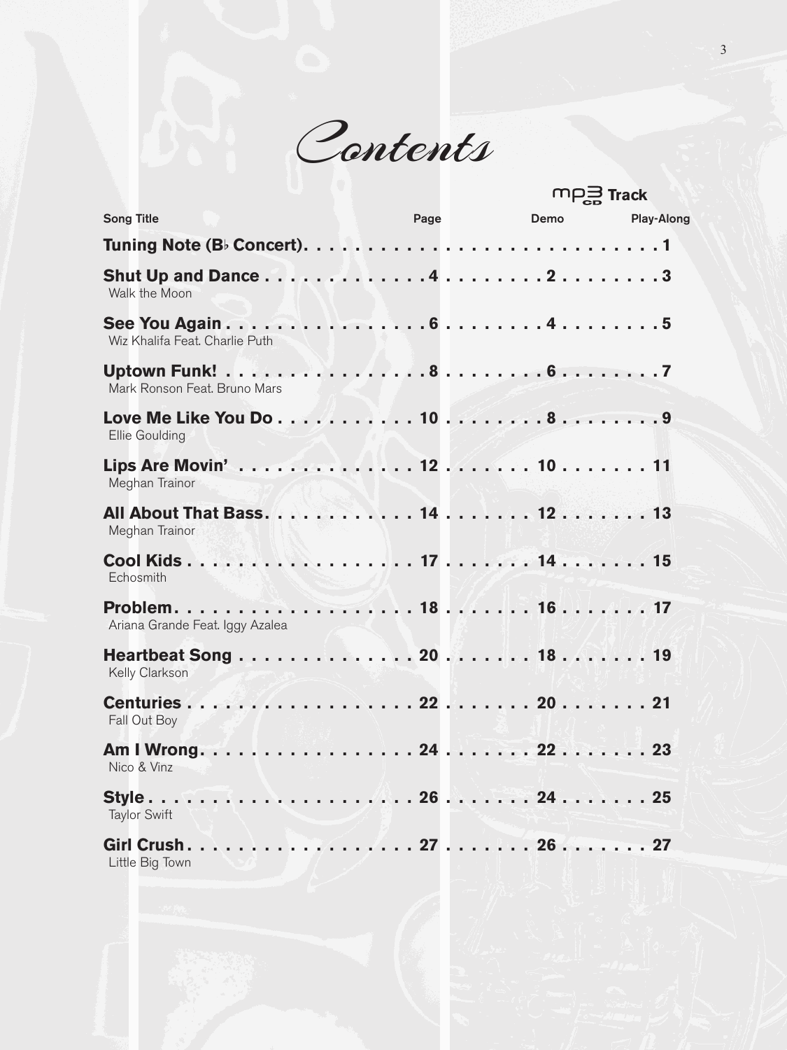# Contents

| Song Title | Page | MP3 CD Track: Demo | MP3 CD Track: Play-Along |
|---|---|---|---|
| **Tuning Note (B♭ Concert)** | | | 1 |
| **Shut Up and Dance**<br>Walk the Moon | 4 | 2 | 3 |
| **See You Again**<br>Wiz Khalifa Feat. Charlie Puth | 6 | 4 | 5 |
| **Uptown Funk!**<br>Mark Ronson Feat. Bruno Mars | 8 | 6 | 7 |
| **Love Me Like You Do**<br>Ellie Goulding | 10 | 8 | 9 |
| **Lips Are Movin'**<br>Meghan Trainor | 12 | 10 | 11 |
| **All About That Bass**<br>Meghan Trainor | 14 | 12 | 13 |
| **Cool Kids**<br>Echosmith | 17 | 14 | 15 |
| **Problem**<br>Ariana Grande Feat. Iggy Azalea | 18 | 16 | 17 |
| **Heartbeat Song**<br>Kelly Clarkson | 20 | 18 | 19 |
| **Centuries**<br>Fall Out Boy | 22 | 20 | 21 |
| **Am I Wrong**<br>Nico & Vinz | 24 | 22 | 23 |
| **Style**<br>Taylor Swift | 26 | 24 | 25 |
| **Girl Crush**<br>Little Big Town | 27 | 26 | 27 |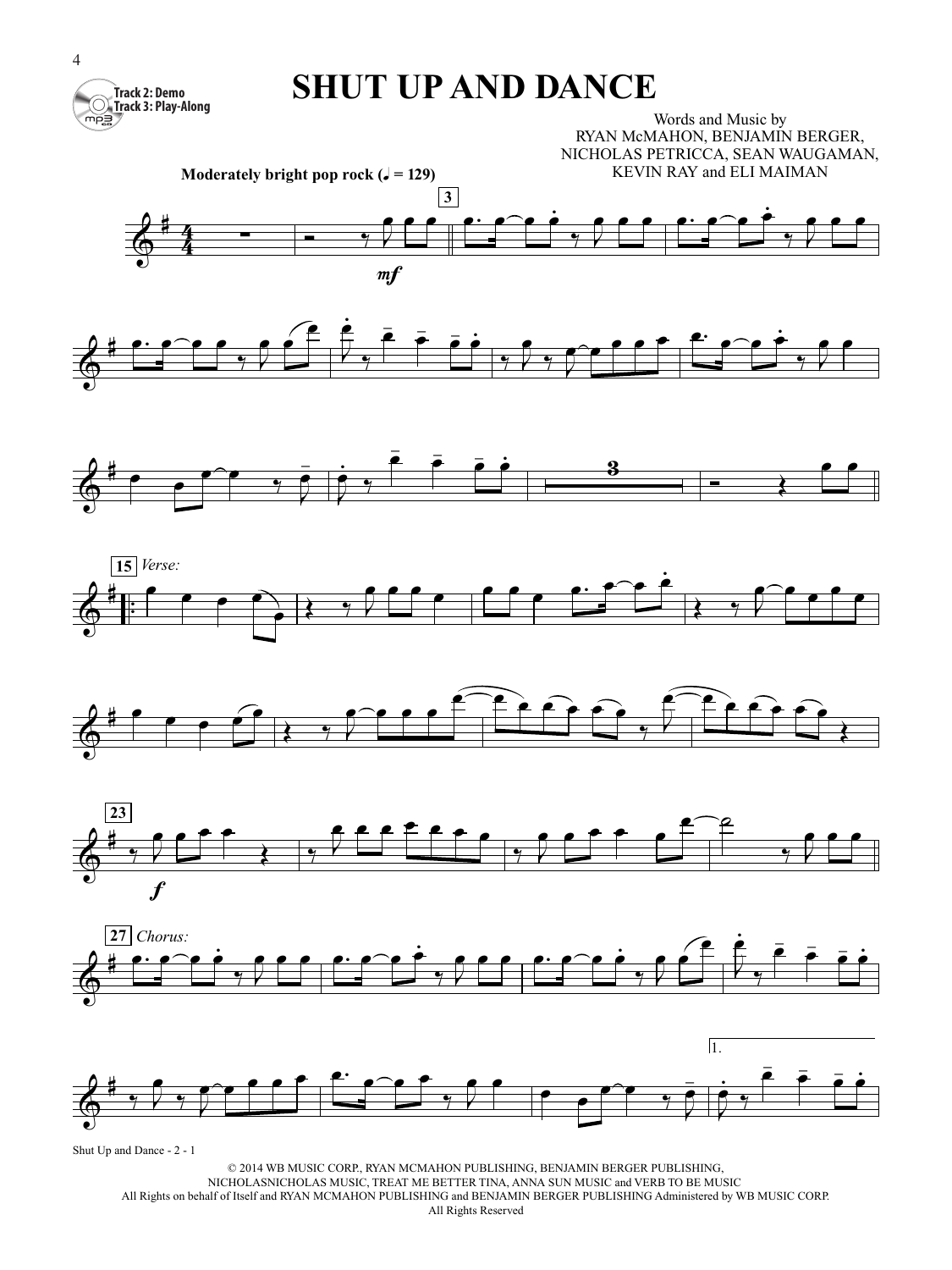# SHUT UP AND DANCE

Track 2: Demo
Track 3: Play-Along

Words and Music by
RYAN McMAHON, BENJAMIN BERGER,
NICHOLAS PETRICCA, SEAN WAUGAMAN,
KEVIN RAY and ELI MAIMAN

**Moderately bright pop rock (♩ = 129)**

Shut Up and Dance - 2 - 1

© 2014 WB MUSIC CORP., RYAN MCMAHON PUBLISHING, BENJAMIN BERGER PUBLISHING,
NICHOLASNICHOLAS MUSIC, TREAT ME BETTER TINA, ANNA SUN MUSIC and VERB TO BE MUSIC
All Rights on behalf of Itself and RYAN MCMAHON PUBLISHING and BENJAMIN BERGER PUBLISHING Administered by WB MUSIC CORP.
All Rights Reserved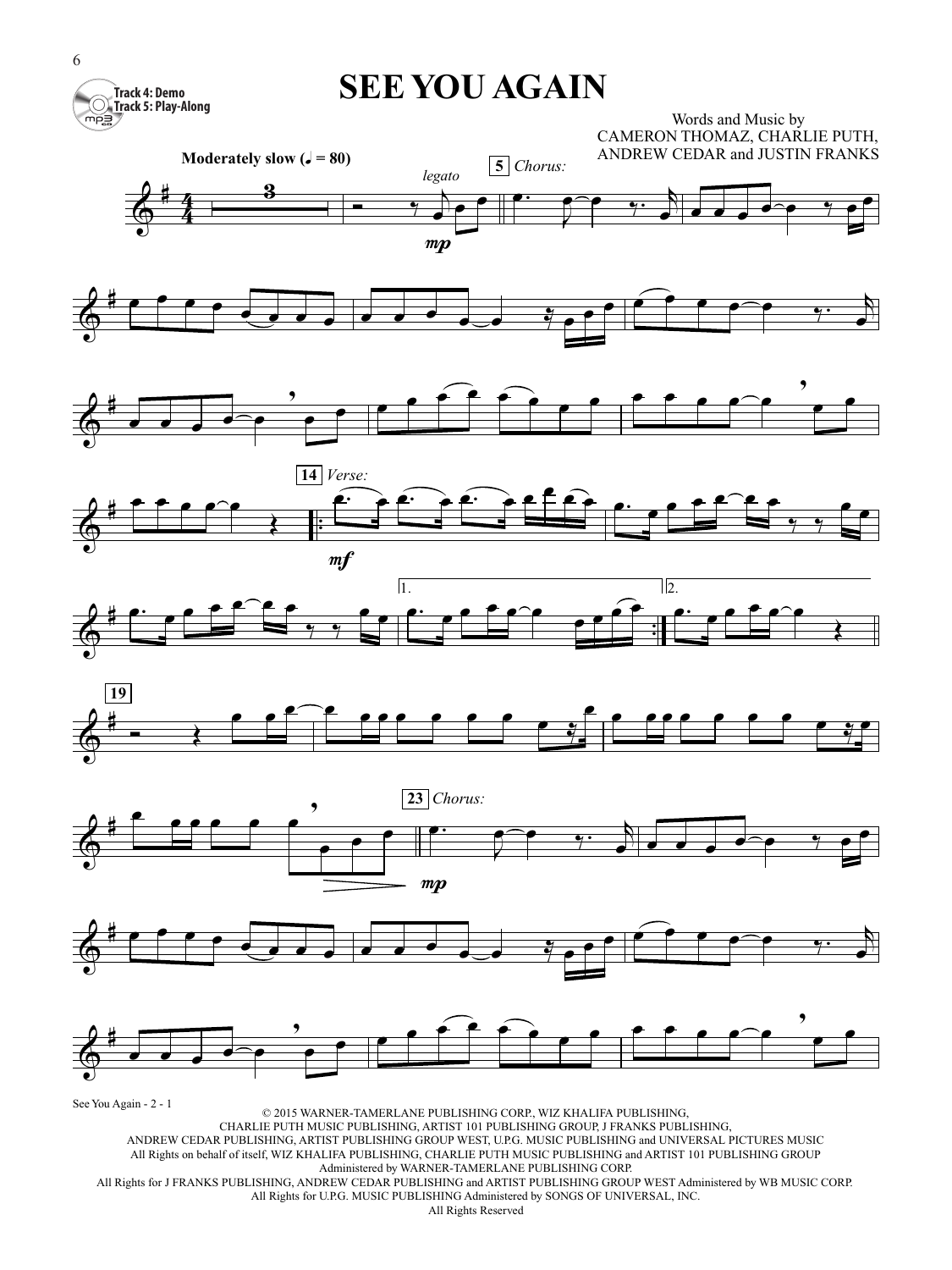# SEE YOU AGAIN

Track 4: Demo
Track 5: Play-Along

Words and Music by
CAMERON THOMAZ, CHARLIE PUTH,
ANDREW CEDAR and JUSTIN FRANKS

Moderately slow (♩ = 80)

© 2015 WARNER-TAMERLANE PUBLISHING CORP., WIZ KHALIFA PUBLISHING,
CHARLIE PUTH MUSIC PUBLISHING, ARTIST 101 PUBLISHING GROUP, J FRANKS PUBLISHING,
ANDREW CEDAR PUBLISHING, ARTIST PUBLISHING GROUP WEST, U.P.G. MUSIC PUBLISHING and UNIVERSAL PICTURES MUSIC
All Rights on behalf of itself, WIZ KHALIFA PUBLISHING, CHARLIE PUTH MUSIC PUBLISHING and ARTIST 101 PUBLISHING GROUP
Administered by WARNER-TAMERLANE PUBLISHING CORP.
All Rights for J FRANKS PUBLISHING, ANDREW CEDAR PUBLISHING and ARTIST PUBLISHING GROUP WEST Administered by WB MUSIC CORP.
All Rights for U.P.G. MUSIC PUBLISHING Administered by SONGS OF UNIVERSAL, INC.
All Rights Reserved